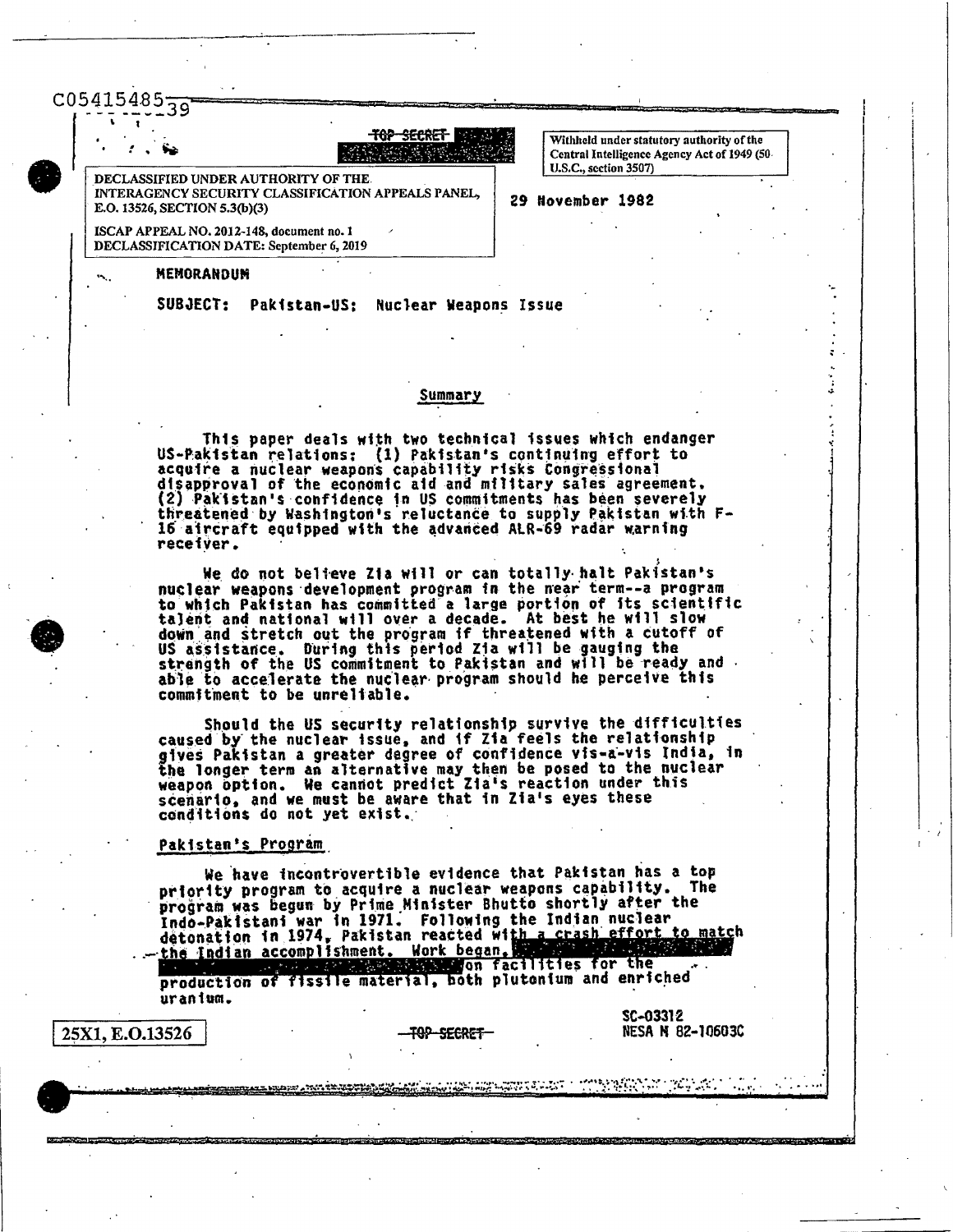C05415485

TOP SECRET

Withheld under statutory authority of the Central Intelligence Agency Act of 1949 (50 U.S.C., section 3507)

DECLASSIFIED UNDER AUTHORITY OF THE INTERAGENCY SECURITY CLASSIFICATION APPEALS PANEL, E.O. 13526, SECTION 5.3(b)(3)

ISCAP APPEAL NO. 2012-148, document no. 1
DECLASSIFICATION DATE: September 6, 2019

29 November 1982

**MEMORANDUM**

**SUBJECT: Pakistan-US: Nuclear Weapons Issue**

## Summary

This paper deals with two technical issues which endanger US-Pakistan relations: (1) Pakistan's continuing effort to acquire a nuclear weapons capability risks Congressional disapproval of the economic aid and military sales agreement. (2) Pakistan's confidence in US commitments has been severely threatened by Washington's reluctance to supply Pakistan with F-16 aircraft equipped with the advanced ALR-69 radar warning receiver.

We do not believe Zia will or can totally halt Pakistan's nuclear weapons development program in the near term--a program to which Pakistan has committed a large portion of its scientific talent and national will over a decade. At best he will slow down and stretch out the program if threatened with a cutoff of US assistance. During this period Zia will be gauging the strength of the US commitment to Pakistan and will be ready and able to accelerate the nuclear program should he perceive this commitment to be unreliable.

Should the US security relationship survive the difficulties caused by the nuclear issue, and if Zia feels the relationship gives Pakistan a greater degree of confidence vis-a-vis India, in the longer term an alternative may then be posed to the nuclear weapon option. We cannot predict Zia's reaction under this scenario, and we must be aware that in Zia's eyes these conditions do not yet exist.

## Pakistan's Program

We have incontrovertible evidence that Pakistan has a top priority program to acquire a nuclear weapons capability. The program was begun by Prime Minister Bhutto shortly after the Indo-Pakistani war in 1971. Following the Indian nuclear detonation in 1974, Pakistan reacted with a crash effort to match the Indian accomplishment. Work began, [redacted] on facilities for the production of fissile material, both plutonium and enriched uranium.

25X1, E.O.13526

TOP SECRET

SC-03312
NESA M 82-10603C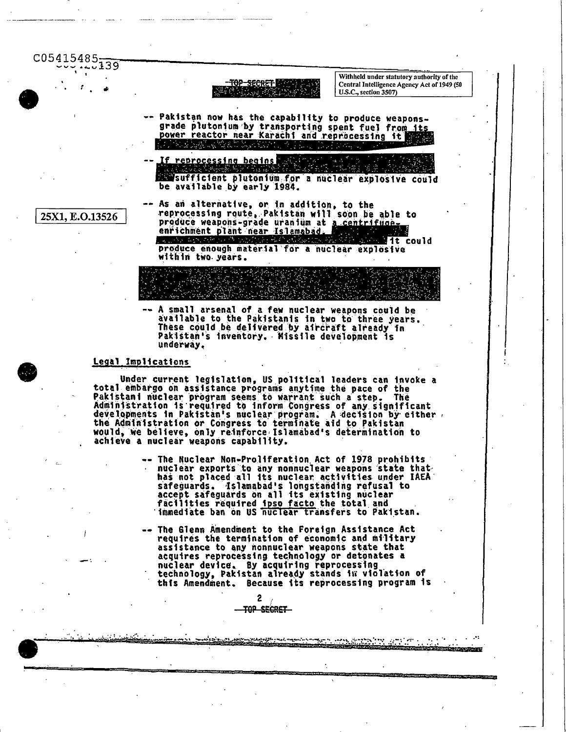-- Pakistan now has the capability to produce weapons-grade plutonium by transporting spent fuel from its power reactor near Karachi and reprocessing it

-- If reprocessing begins sufficient plutonium for a nuclear explosive could be available by early 1984.

-- As an alternative, or in addition, to the reprocessing route, Pakistan will soon be able to produce weapons-grade uranium at a centrifuge-enrichment plant near Islamabad. it could produce enough material for a nuclear explosive within two years.

-- A small arsenal of a few nuclear weapons could be available to the Pakistanis in two to three years. These could be delivered by aircraft already in Pakistan's inventory. Missile development is underway.

## Legal Implications

Under current legislation, US political leaders can invoke a total embargo on assistance programs anytime the pace of the Pakistani nuclear program seems to warrant such a step. The Administration is required to inform Congress of any significant developments in Pakistan's nuclear program. A decision by either the Administration or Congress to terminate aid to Pakistan would, we believe, only reinforce Islamabad's determination to achieve a nuclear weapons capability.

-- The Nuclear Non-Proliferation Act of 1978 prohibits nuclear exports to any nonnuclear weapons state that has not placed all its nuclear activities under IAEA safeguards. Islamabad's longstanding refusal to accept safeguards on all its existing nuclear facilities required ipso facto the total and immediate ban on US nuclear transfers to Pakistan.

-- The Glenn Amendment to the Foreign Assistance Act requires the termination of economic and military assistance to any nonnuclear weapons state that acquires reprocessing technology or detonates a nuclear device. By acquiring reprocessing technology, Pakistan already stands in violation of this Amendment. Because its reprocessing program is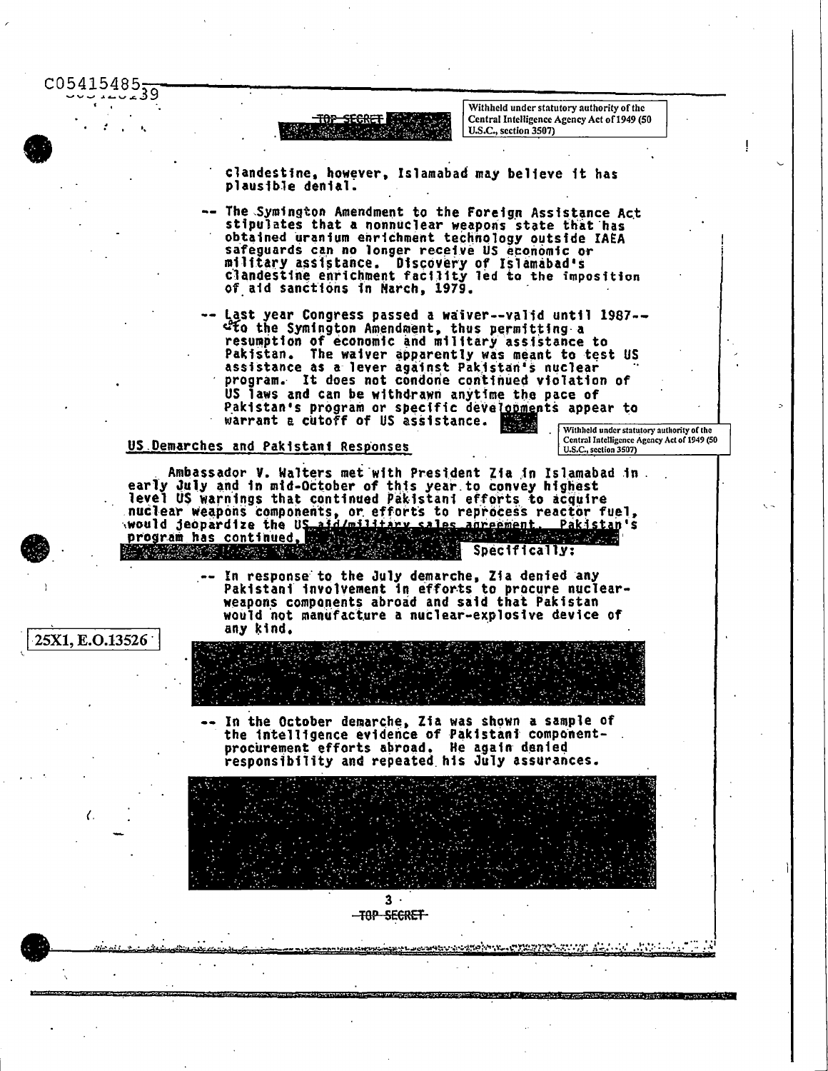clandestine, however, Islamabad may believe it has plausible denial.

-- The Symington Amendment to the Foreign Assistance Act stipulates that a nonnuclear weapons state that has obtained uranium enrichment technology outside IAEA safeguards can no longer receive US economic or military assistance. Discovery of Islamabad's clandestine enrichment facility led to the imposition of aid sanctions in March, 1979.

-- Last year Congress passed a waiver--valid until 1987--to the Symington Amendment, thus permitting a resumption of economic and military assistance to Pakistan. The waiver apparently was meant to test US assistance as a lever against Pakistan's nuclear program. It does not condone continued violation of US laws and can be withdrawn anytime the pace of Pakistan's program or specific developments appear to warrant a cutoff of US assistance.

Withheld under statutory authority of the Central Intelligence Agency Act of 1949 (50 U.S.C., section 3507)

## US Demarches and Pakistani Responses

Ambassador V. Walters met with President Zia in Islamabad in early July and in mid-October of this year to convey highest level US warnings that continued Pakistani efforts to acquire nuclear weapons components, or efforts to reprocess reactor fuel, would jeopardize the US aid/military sales agreement. Pakistan's program has continued, [redacted] Specifically:

25X1, E.O.13526

-- In response to the July demarche, Zia denied any Pakistani involvement in efforts to procure nuclear-weapons components abroad and said that Pakistan would not manufacture a nuclear-explosive device of any kind.

[redacted]

-- In the October demarche, Zia was shown a sample of the intelligence evidence of Pakistani component-procurement efforts abroad. He again denied responsibility and repeated his July assurances.

[redacted]

TOP SECRET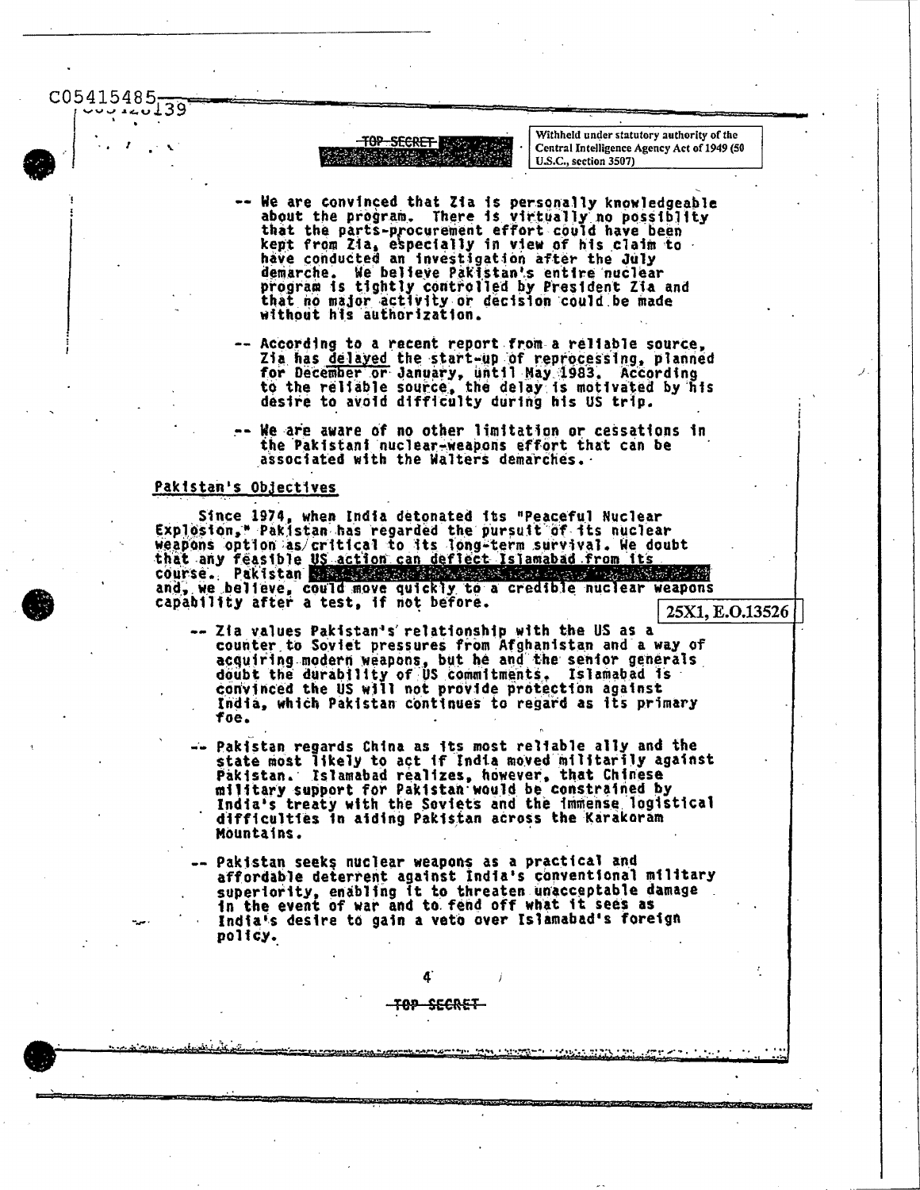TOP SECRET

Withheld under statutory authority of the Central Intelligence Agency Act of 1949 (50 U.S.C., section 3507)

-- We are convinced that Zia is personally knowledgeable about the program. There is virtually no possibility that the parts-procurement effort could have been kept from Zia, especially in view of his claim to have conducted an investigation after the July demarche. We believe Pakistan's entire nuclear program is tightly controlled by President Zia and that no major activity or decision could be made without his authorization.

-- According to a recent report from a reliable source, Zia has delayed the start-up of reprocessing, planned for December or January, until May 1983. According to the reliable source, the delay is motivated by his desire to avoid difficulty during his US trip.

-- We are aware of no other limitation or cessations in the Pakistani nuclear-weapons effort that can be associated with the Walters demarches.

## Pakistan's Objectives

Since 1974, when India detonated its "Peaceful Nuclear Explosion," Pakistan has regarded the pursuit of its nuclear weapons option as critical to its long-term survival. We doubt that any feasible US action can deflect Islamabad from its course. Pakistan [redacted] and, we believe, could move quickly to a credible nuclear weapons capability after a test, if not before.

25X1, E.O.13526

-- Zia values Pakistan's relationship with the US as a counter to Soviet pressures from Afghanistan and a way of acquiring modern weapons, but he and the senior generals doubt the durability of US commitments. Islamabad is convinced the US will not provide protection against India, which Pakistan continues to regard as its primary foe.

-- Pakistan regards China as its most reliable ally and the state most likely to act if India moved militarily against Pakistan. Islamabad realizes, however, that Chinese military support for Pakistan would be constrained by India's treaty with the Soviets and the immense logistical difficulties in aiding Pakistan across the Karakoram Mountains.

-- Pakistan seeks nuclear weapons as a practical and affordable deterrent against India's conventional military superiority, enabling it to threaten unacceptable damage in the event of war and to fend off what it sees as India's desire to gain a veto over Islamabad's foreign policy.

TOP SECRET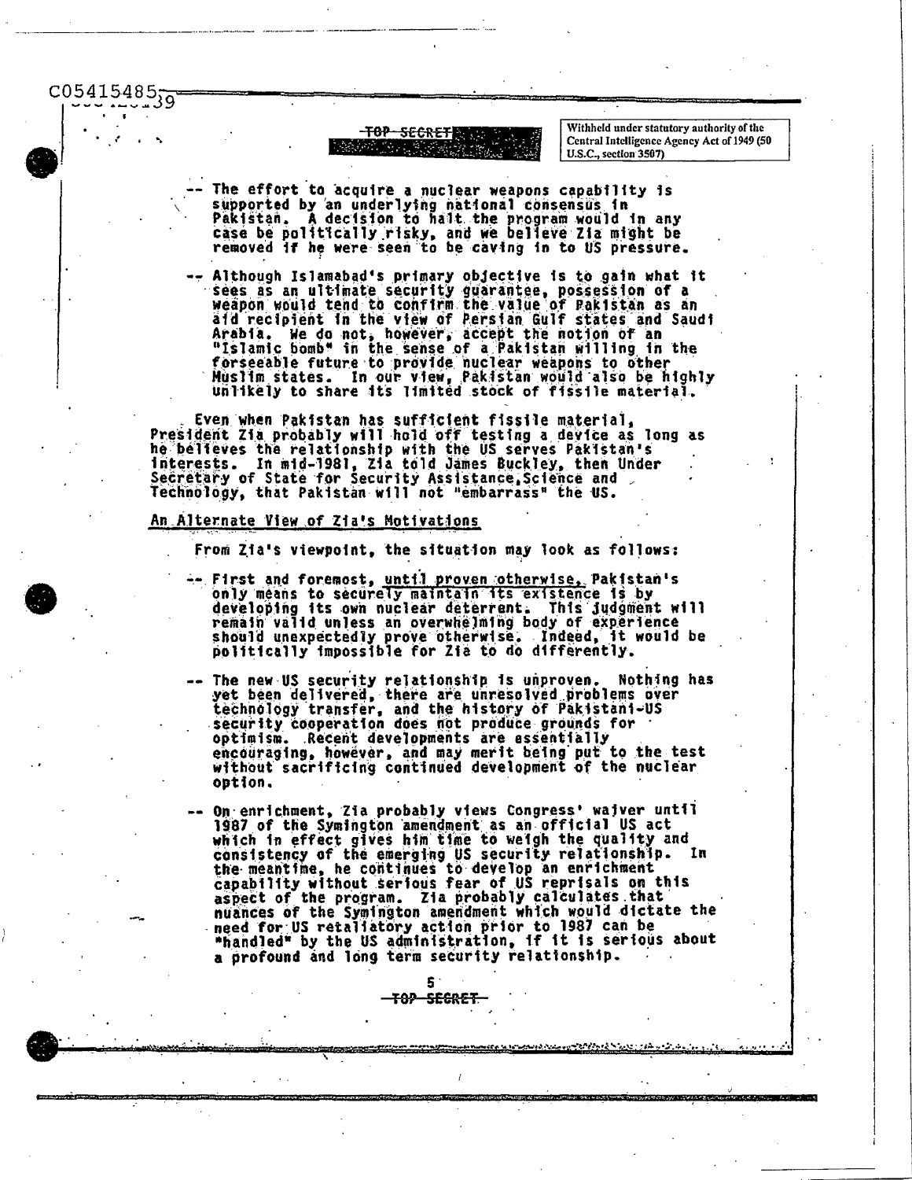-- The effort to acquire a nuclear weapons capability is supported by an underlying national consensus in Pakistan. A decision to halt the program would in any case be politically risky, and we believe Zia might be removed if he were seen to be caving in to US pressure.

-- Although Islamabad's primary objective is to gain what it sees as an ultimate security guarantee, possession of a weapon would tend to confirm the value of Pakistan as an aid recipient in the view of Persian Gulf states and Saudi Arabia. We do not, however, accept the notion of an "Islamic bomb" in the sense of a Pakistan willing in the forseeable future to provide nuclear weapons to other Muslim states. In our view, Pakistan would also be highly unlikely to share its limited stock of fissile material.

Even when Pakistan has sufficient fissile material, President Zia probably will hold off testing a device as long as he believes the relationship with the US serves Pakistan's interests. In mid-1981, Zia told James Buckley, then Under Secretary of State for Security Assistance, Science and Technology, that Pakistan will not "embarrass" the US.

## An Alternate View of Zia's Motivations

From Zia's viewpoint, the situation may look as follows:

-- First and foremost, until proven otherwise, Pakistan's only means to securely maintain its existence is by developing its own nuclear deterrent. This judgment will remain valid unless an overwhelming body of experience should unexpectedly prove otherwise. Indeed, it would be politically impossible for Zia to do differently.

-- The new US security relationship is unproven. Nothing has yet been delivered, there are unresolved problems over technology transfer, and the history of Pakistani-US security cooperation does not produce grounds for optimism. Recent developments are essentially encouraging, however, and may merit being put to the test without sacrificing continued development of the nuclear option.

-- On enrichment, Zia probably views Congress' waiver until 1987 of the Symington amendment as an official US act which in effect gives him time to weigh the quality and consistency of the emerging US security relationship. In the meantime, he continues to develop an enrichment capability without serious fear of US reprisals on this aspect of the program. Zia probably calculates that nuances of the Symington amendment which would dictate the need for US retaliatory action prior to 1987 can be "handled" by the US administration, if it is serious about a profound and long term security relationship.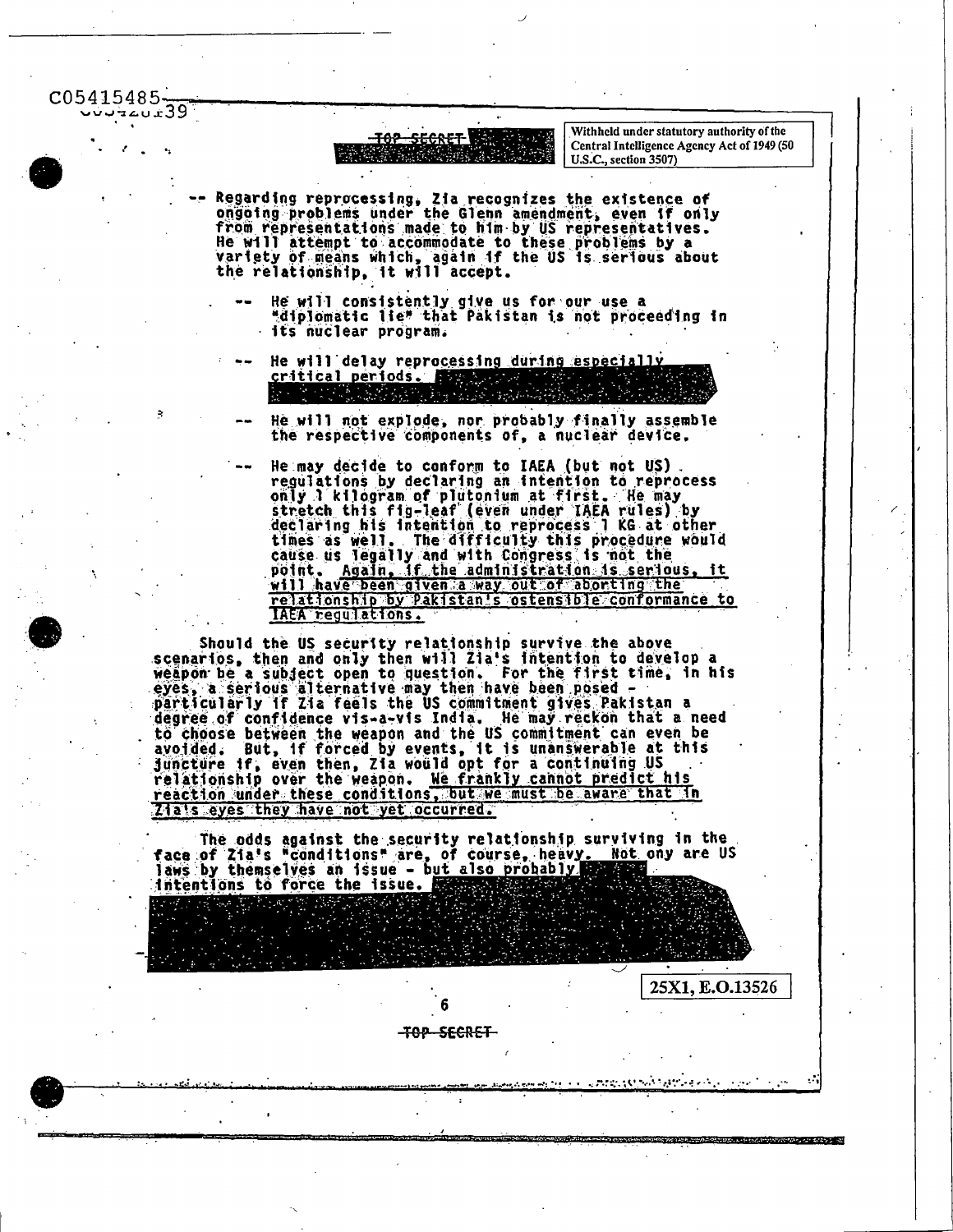C05415485

TOP SECRET

Withheld under statutory authority of the Central Intelligence Agency Act of 1949 (50 U.S.C., section 3507)

-- Regarding reprocessing, Zia recognizes the existence of ongoing problems under the Glenn amendment, even if only from representations made to him by US representatives. He will attempt to accommodate to these problems by a variety of means which, again if the US is serious about the relationship, it will accept.

- -- He will consistently give us for our use a "diplomatic lie" that Pakistan is not proceeding in its nuclear program.

- -- He will delay reprocessing during especially critical periods.

- -- He will not explode, nor probably finally assemble the respective components of, a nuclear device.

- -- He may decide to conform to IAEA (but not US) regulations by declaring an intention to reprocess only 1 kilogram of plutonium at first. He may stretch this fig-leaf (even under IAEA rules) by declaring his intention to reprocess 1 KG at other times as well. The difficulty this procedure would cause us legally and with Congress is not the point. Again, if the administration is serious, it will have been given a way out of aborting the relationship by Pakistan's ostensible conformance to IAEA regulations.

Should the US security relationship survive the above scenarios, then and only then will Zia's intention to develop a weapon be a subject open to question. For the first time, in his eyes, a serious alternative may then have been posed - particularly if Zia feels the US commitment gives Pakistan a degree of confidence vis-a-vis India. He may reckon that a need to choose between the weapon and the US commitment can even be avoided. But, if forced by events, it is unanswerable at this juncture if, even then, Zia would opt for a continuing US relationship over the weapon. We frankly cannot predict his reaction under these conditions, but we must be aware that in Zia's eyes they have not yet occurred.

The odds against the security relationship surviving in the face of Zia's "conditions" are, of course, heavy. Not ony are US laws by themselves an issue - but also probably intentions to force the issue.

25X1, E.O.13526

TOP SECRET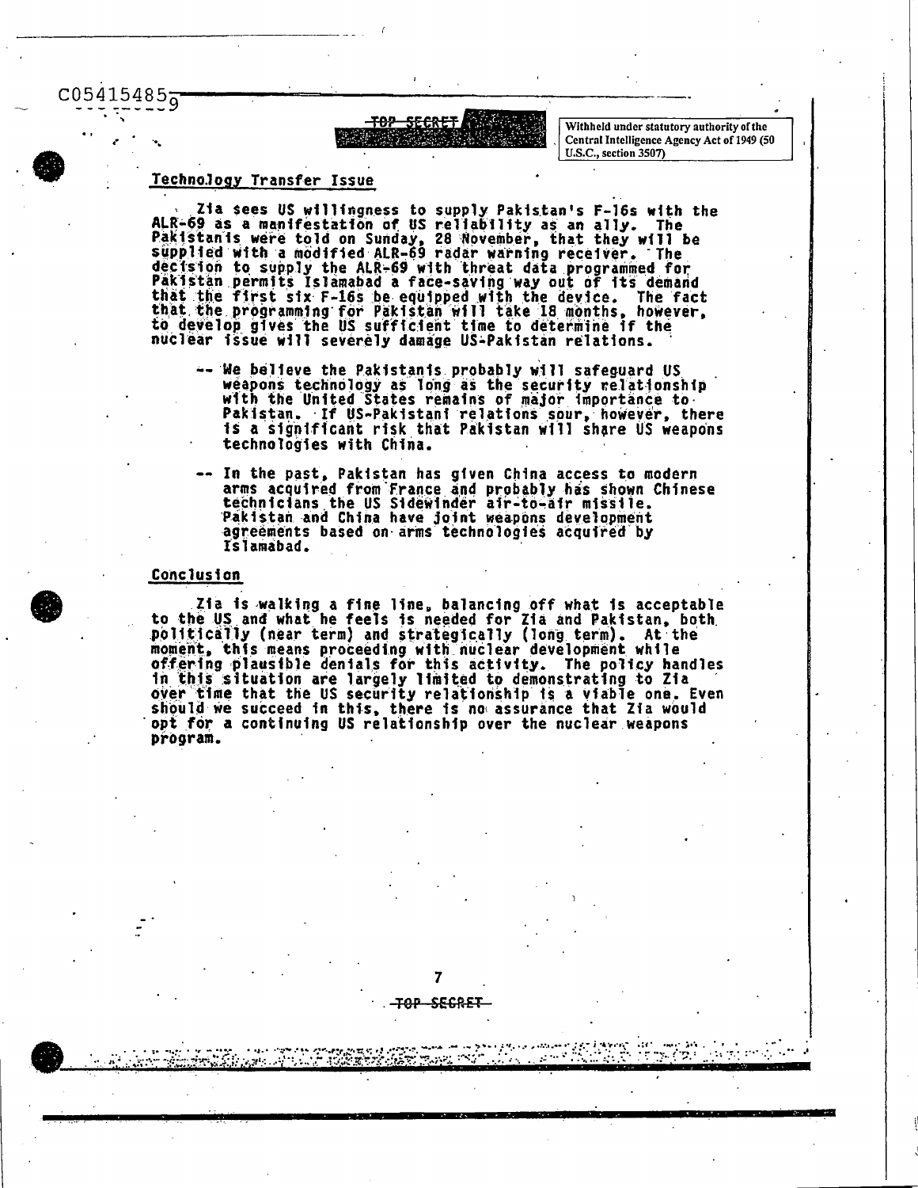C05415859

TOP SECRET

Withheld under statutory authority of the Central Intelligence Agency Act of 1949 (50 U.S.C., section 3507)

## Technology Transfer Issue

Zia sees US willingness to supply Pakistan's F-16s with the ALR-69 as a manifestation of US reliability as an ally. The Pakistanis were told on Sunday, 28 November, that they will be supplied with a modified ALR-69 radar warning receiver. The decision to supply the ALR-69 with threat data programmed for Pakistan permits Islamabad a face-saving way out of its demand that the first six F-16s be equipped with the device. The fact that the programming for Pakistan will take 18 months, however, to develop gives the US sufficient time to determine if the nuclear issue will severely damage US-Pakistan relations.

- We believe the Pakistanis probably will safeguard US weapons technology as long as the security relationship with the United States remains of major importance to Pakistan. If US-Pakistani relations sour, however, there is a significant risk that Pakistan will share US weapons technologies with China.

- In the past, Pakistan has given China access to modern arms acquired from France and probably has shown Chinese technicians the US Sidewinder air-to-air missile. Pakistan and China have joint weapons development agreements based on arms technologies acquired by Islamabad.

## Conclusion

Zia is walking a fine line, balancing off what is acceptable to the US and what he feels is needed for Zia and Pakistan, both politically (near term) and strategically (long term). At the moment, this means proceeding with nuclear development while offering plausible denials for this activity. The policy handles in this situation are largely limited to demonstrating to Zia over time that the US security relationship is a viable one. Even should we succeed in this, there is no assurance that Zia would opt for a continuing US relationship over the nuclear weapons program.

TOP SECRET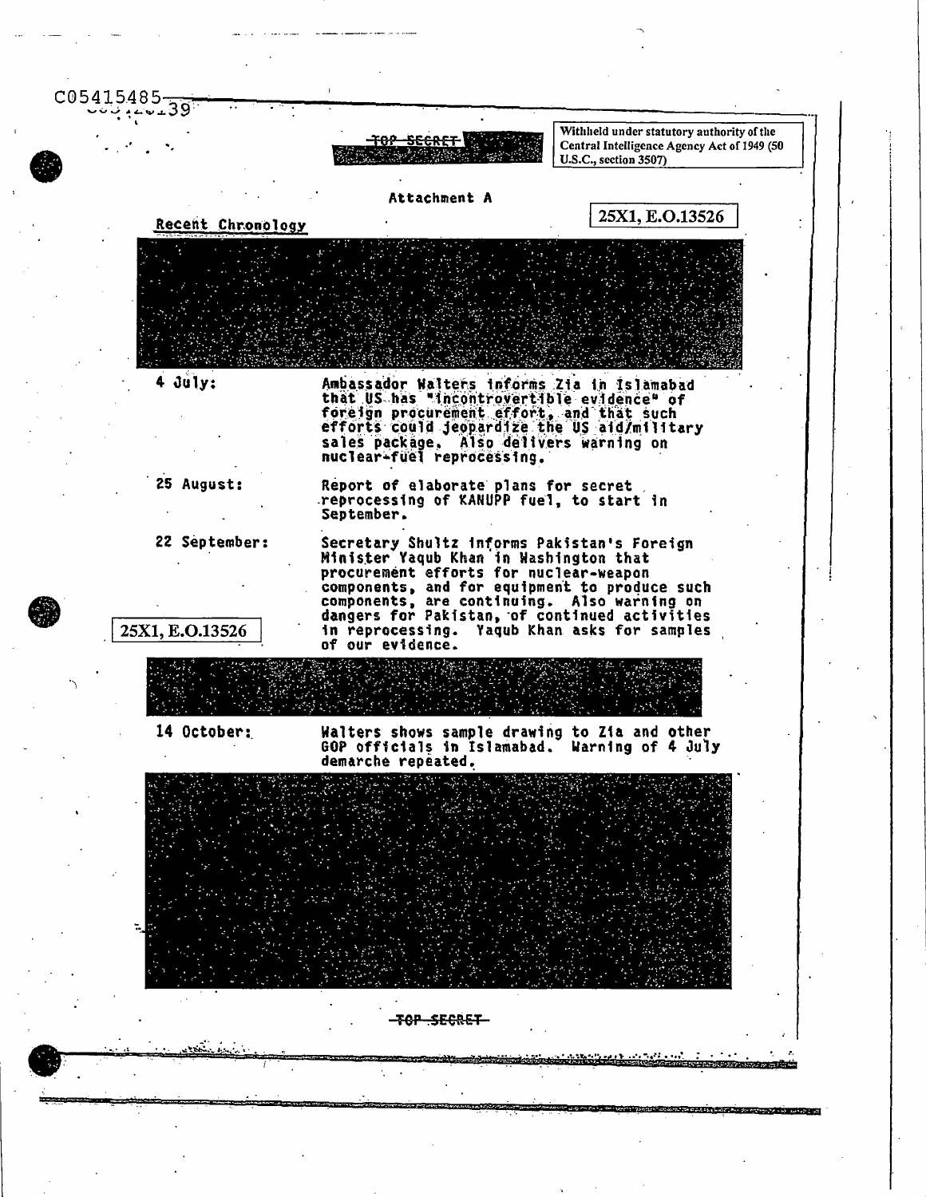C05415485

~~TOP SECRET~~

Withheld under statutory authority of the Central Intelligence Agency Act of 1949 (50 U.S.C., section 3507)

Attachment A

25X1, E.O.13526

**Recent Chronology**

| | |
|---|---|
| 4 July: | Ambassador Walters informs Zia in Islamabad that US has "incontrovertible evidence" of foreign procurement effort, and that such efforts could jeopardize the US aid/military sales package. Also delivers warning on nuclear-fuel reprocessing. |
| 25 August: | Report of elaborate plans for secret reprocessing of KANUPP fuel, to start in September. |
| 22 September: | Secretary Shultz informs Pakistan's Foreign Minister Yaqub Khan in Washington that procurement efforts for nuclear-weapon components, and for equipment to produce such components, are continuing. Also warning on dangers for Pakistan, of continued activities in reprocessing. Yaqub Khan asks for samples of our evidence. |

25X1, E.O.13526

| | |
|---|---|
| 14 October: | Walters shows sample drawing to Zia and other GOP officials in Islamabad. Warning of 4 July demarche repeated. |

~~TOP SECRET~~